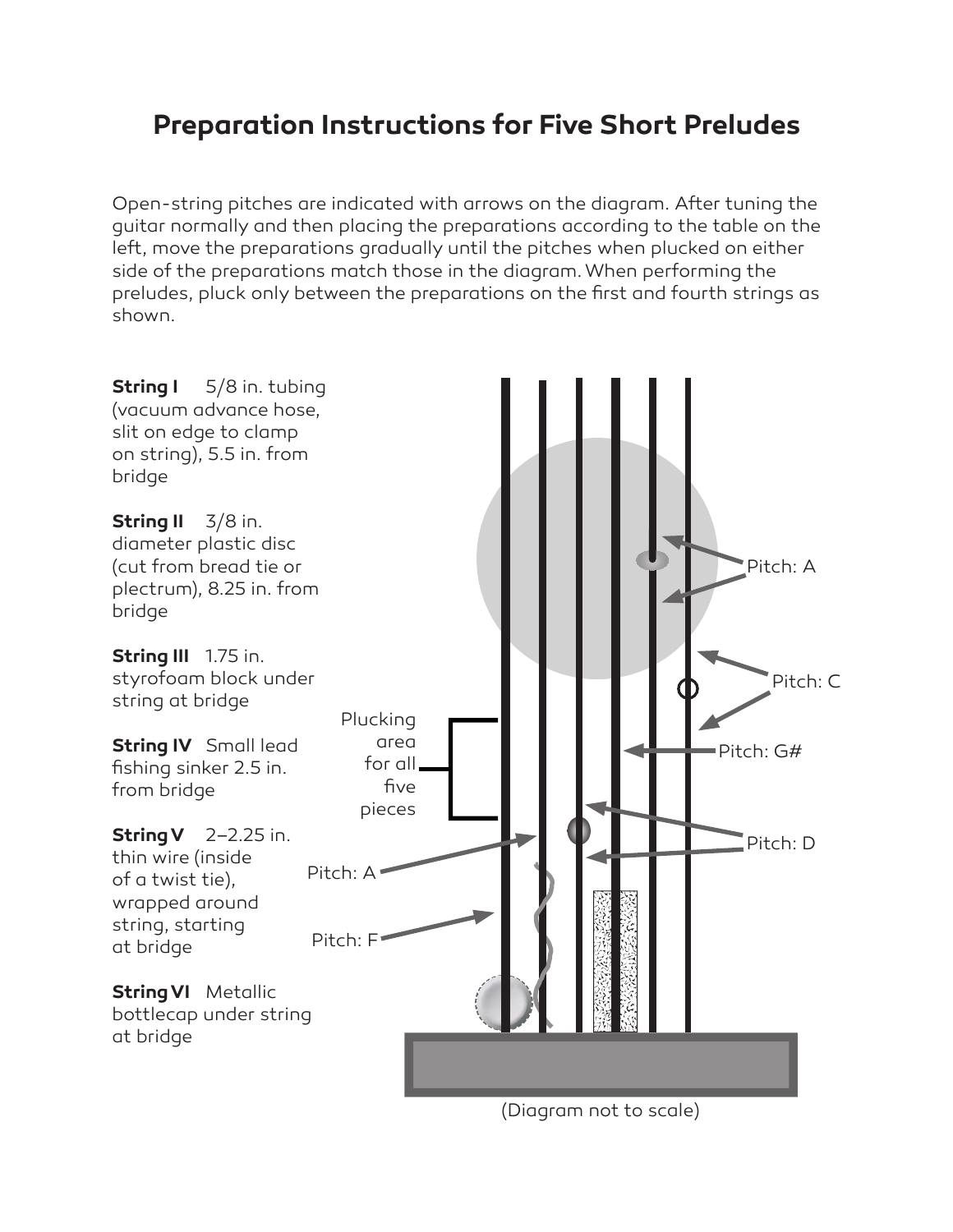# Preparation Instructions for Five Short Preludes

Open-string pitches are indicated with arrows on the diagram. After tuning the guitar normally and then placing the preparations according to the table on the left, move the preparations gradually until the pitches when plucked on either side of the preparations match those in the diagram. When performing the preludes, pluck only between the preparations on the first and fourth strings as shown.

**String I** 5/8 in. tubing (vacuum advance hose, slit on edge to clamp on string), 5.5 in. from bridge

**String II** 3/8 in. diameter plastic disc (cut from bread tie or plectrum), 8.25 in. from bridge

**String III** 1.75 in. styrofoam block under string at bridge

**String IV** Small lead fishing sinker 2.5 in. from bridge

**String V** 2–2.25 in. thin wire (inside of a twist tie), wrapped around string, starting at bridge

**String VI** Metallic bottlecap under string at bridge

Pitch: A

Pitch: C

Pitch: G#

Plucking area for all five pieces

Pitch: D

Pitch: A

Pitch: F

(Diagram not to scale)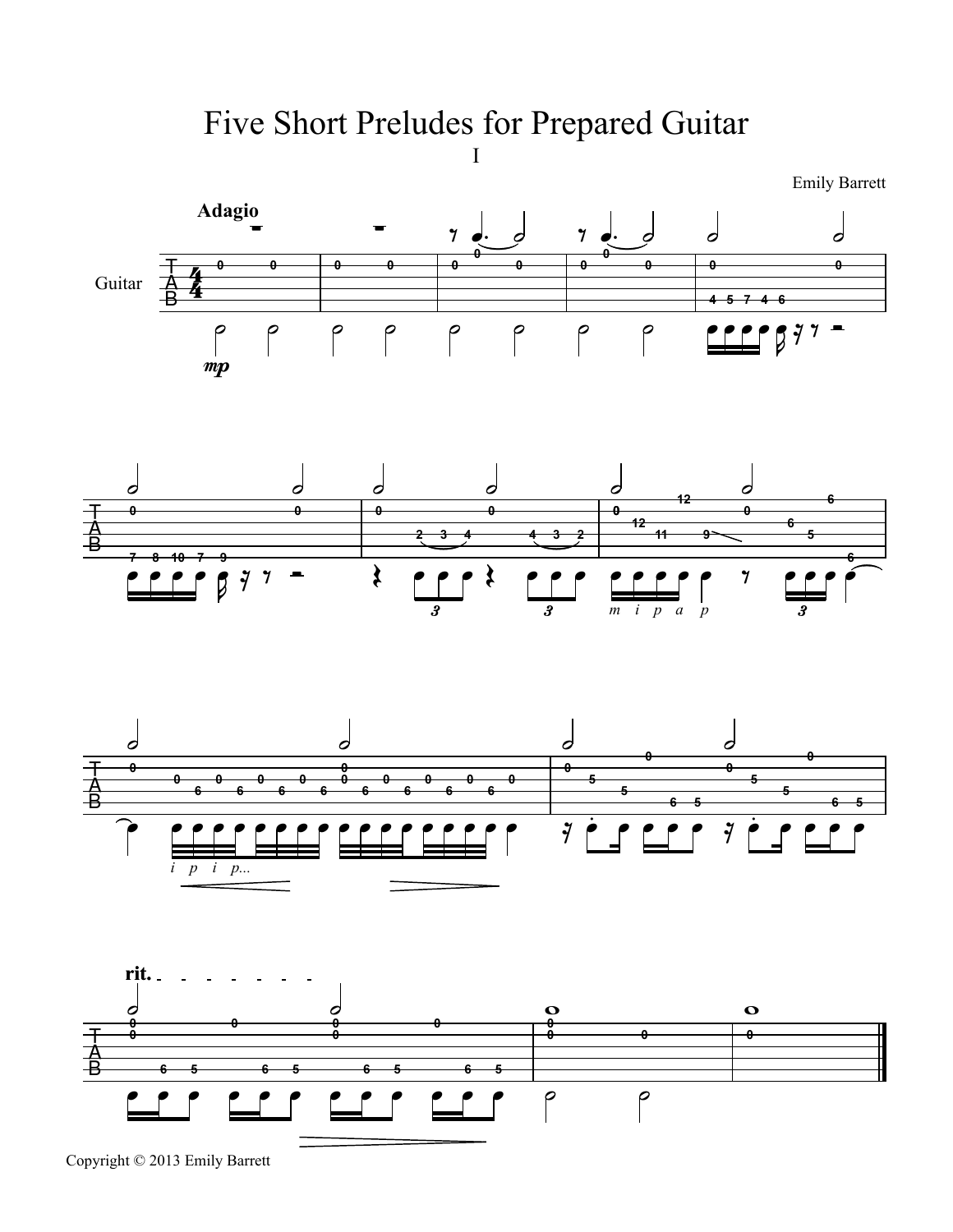# Five Short Preludes for Prepared Guitar

I

Emily Barrett

Copyright © 2013 Emily Barrett